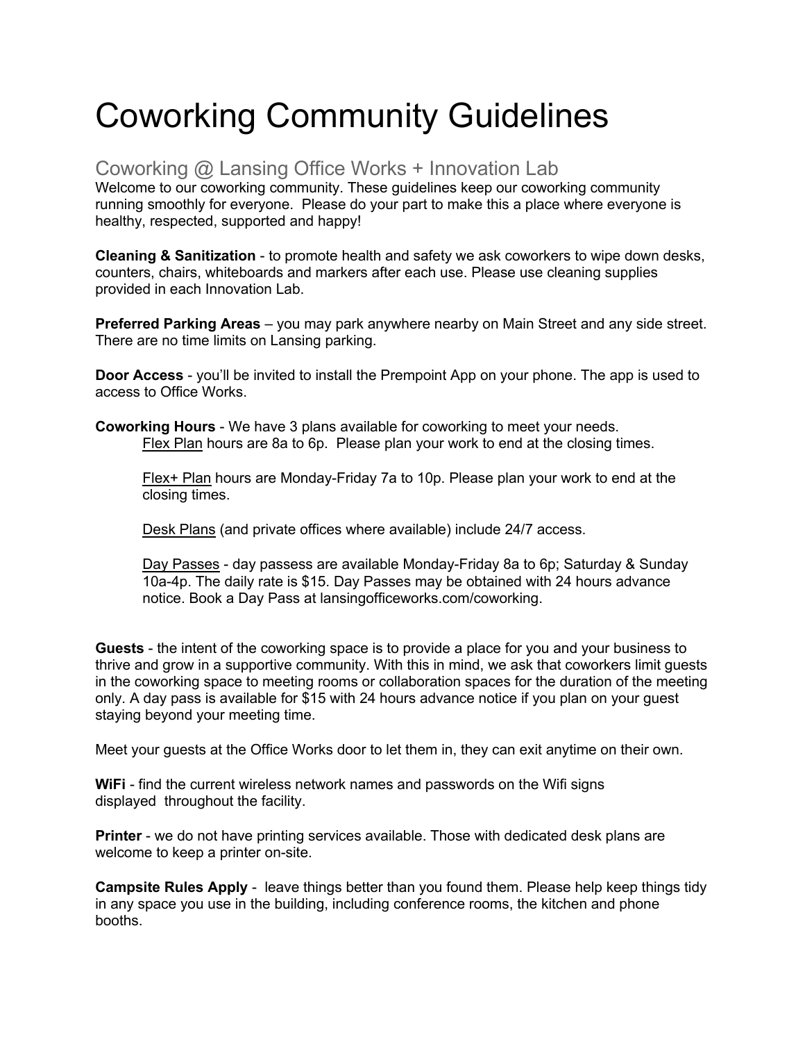# Coworking Community Guidelines

## Coworking @ Lansing Office Works + Innovation Lab

Welcome to our coworking community. These guidelines keep our coworking community running smoothly for everyone. Please do your part to make this a place where everyone is healthy, respected, supported and happy!

**Cleaning & Sanitization** - to promote health and safety we ask coworkers to wipe down desks, counters, chairs, whiteboards and markers after each use. Please use cleaning supplies provided in each Innovation Lab.

**Preferred Parking Areas** – you may park anywhere nearby on Main Street and any side street. There are no time limits on Lansing parking.

**Door Access** - you'll be invited to install the Prempoint App on your phone. The app is used to access to Office Works.

**Coworking Hours** - We have 3 plans available for coworking to meet your needs.

> Flex Plan hours are 8a to 6p. Please plan your work to end at the closing times.
>
> Flex+ Plan hours are Monday-Friday 7a to 10p. Please plan your work to end at the closing times.
>
> Desk Plans (and private offices where available) include 24/7 access.
>
> Day Passes - day passess are available Monday-Friday 8a to 6p; Saturday & Sunday 10a-4p. The daily rate is $15. Day Passes may be obtained with 24 hours advance notice. Book a Day Pass at lansingofficeworks.com/coworking.

**Guests** - the intent of the coworking space is to provide a place for you and your business to thrive and grow in a supportive community. With this in mind, we ask that coworkers limit guests in the coworking space to meeting rooms or collaboration spaces for the duration of the meeting only. A day pass is available for $15 with 24 hours advance notice if you plan on your guest staying beyond your meeting time.

Meet your guests at the Office Works door to let them in, they can exit anytime on their own.

**WiFi** - find the current wireless network names and passwords on the Wifi signs displayed throughout the facility.

**Printer** - we do not have printing services available. Those with dedicated desk plans are welcome to keep a printer on-site.

**Campsite Rules Apply** - leave things better than you found them. Please help keep things tidy in any space you use in the building, including conference rooms, the kitchen and phone booths.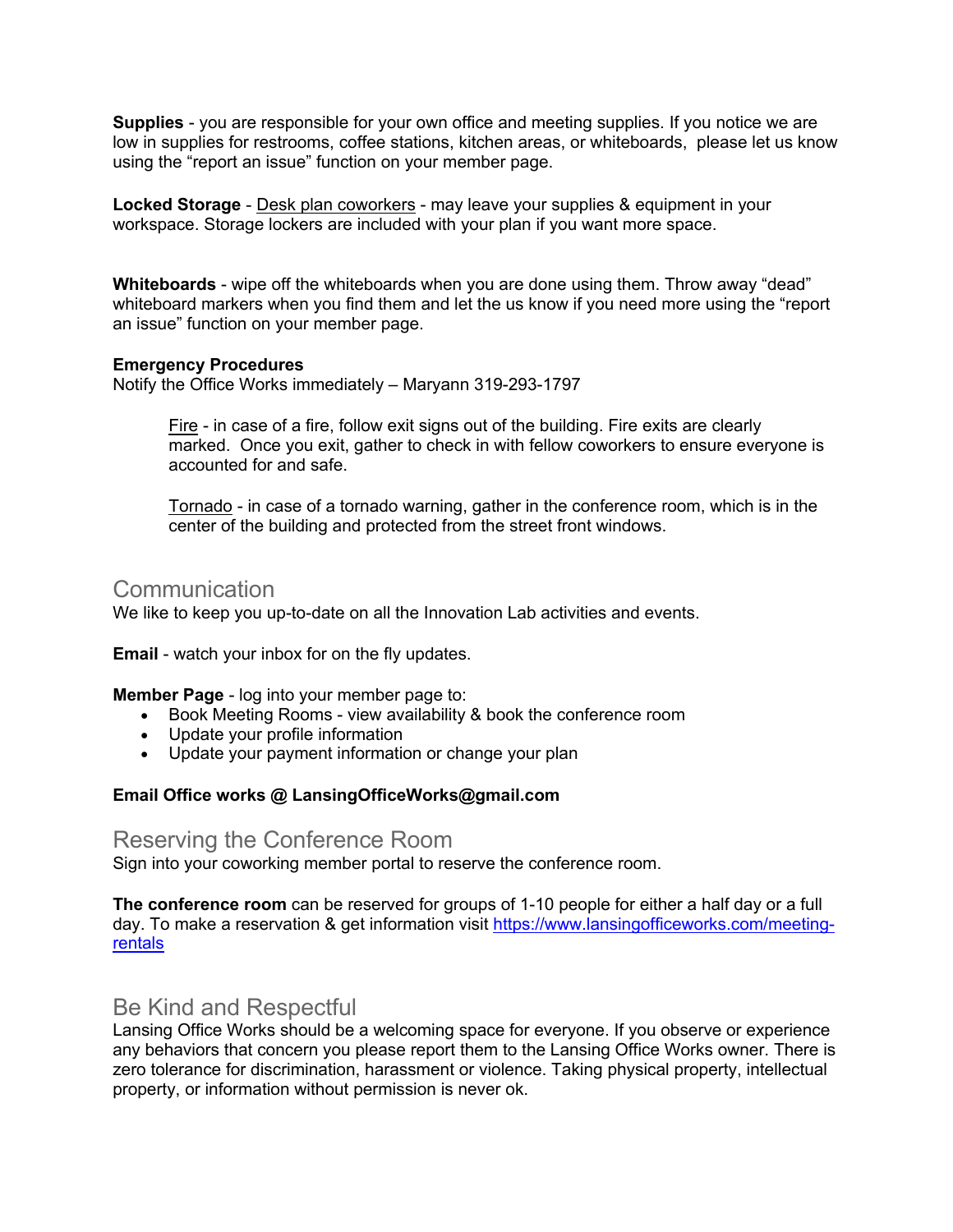**Supplies** - you are responsible for your own office and meeting supplies. If you notice we are low in supplies for restrooms, coffee stations, kitchen areas, or whiteboards, please let us know using the "report an issue" function on your member page.

**Locked Storage** - Desk plan coworkers - may leave your supplies & equipment in your workspace. Storage lockers are included with your plan if you want more space.

**Whiteboards** - wipe off the whiteboards when you are done using them. Throw away "dead" whiteboard markers when you find them and let the us know if you need more using the "report an issue" function on your member page.

**Emergency Procedures**
Notify the Office Works immediately – Maryann 319-293-1797

> Fire - in case of a fire, follow exit signs out of the building. Fire exits are clearly marked. Once you exit, gather to check in with fellow coworkers to ensure everyone is accounted for and safe.
>
> Tornado - in case of a tornado warning, gather in the conference room, which is in the center of the building and protected from the street front windows.

## Communication

We like to keep you up-to-date on all the Innovation Lab activities and events.

**Email** - watch your inbox for on the fly updates.

**Member Page** - log into your member page to:

- Book Meeting Rooms - view availability & book the conference room
- Update your profile information
- Update your payment information or change your plan

**Email Office works @ LansingOfficeWorks@gmail.com**

## Reserving the Conference Room

Sign into your coworking member portal to reserve the conference room.

**The conference room** can be reserved for groups of 1-10 people for either a half day or a full day. To make a reservation & get information visit [https://www.lansingofficeworks.com/meeting-rentals](https://www.lansingofficeworks.com/meeting-rentals)

## Be Kind and Respectful

Lansing Office Works should be a welcoming space for everyone. If you observe or experience any behaviors that concern you please report them to the Lansing Office Works owner. There is zero tolerance for discrimination, harassment or violence. Taking physical property, intellectual property, or information without permission is never ok.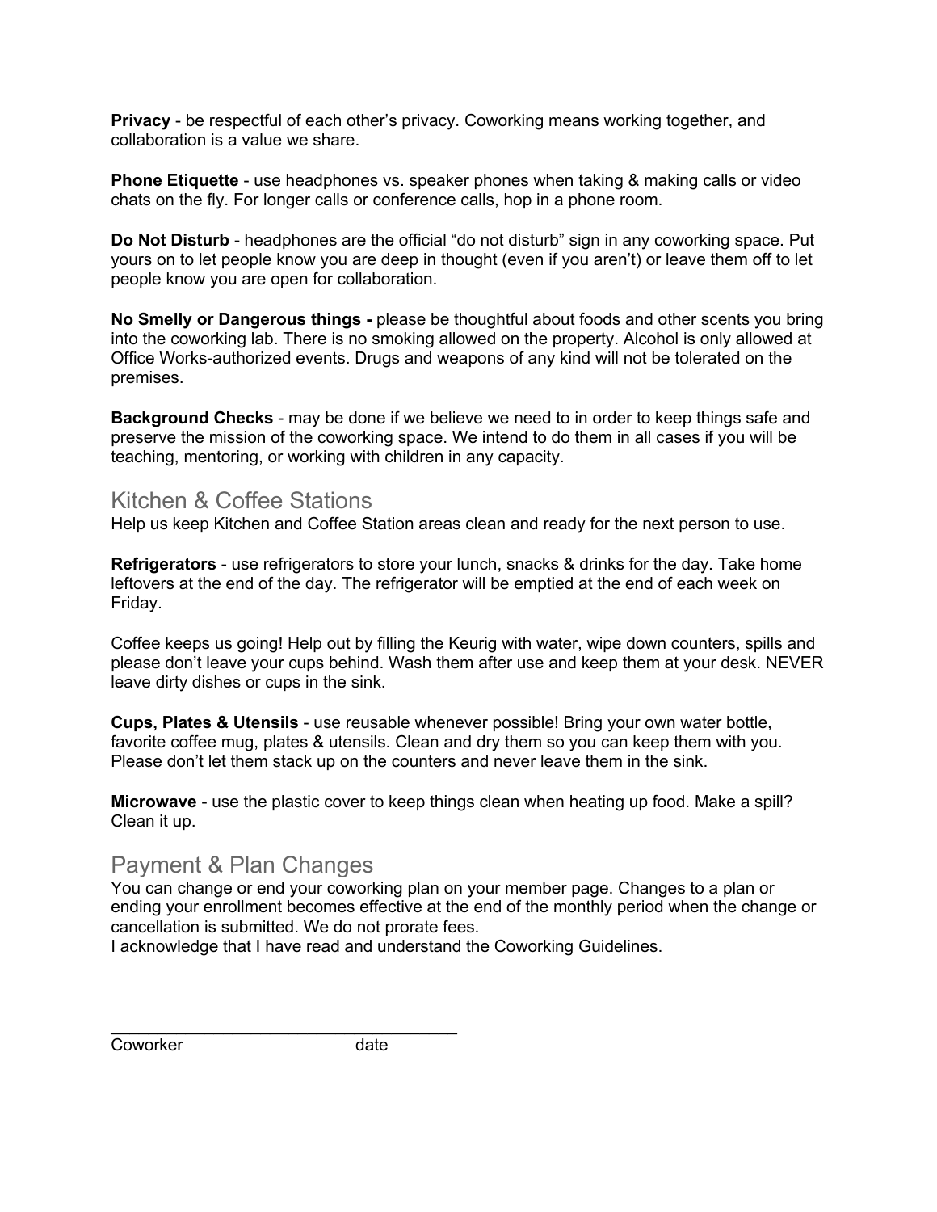**Privacy** - be respectful of each other's privacy. Coworking means working together, and collaboration is a value we share.

**Phone Etiquette** - use headphones vs. speaker phones when taking & making calls or video chats on the fly. For longer calls or conference calls, hop in a phone room.

**Do Not Disturb** - headphones are the official "do not disturb" sign in any coworking space. Put yours on to let people know you are deep in thought (even if you aren't) or leave them off to let people know you are open for collaboration.

**No Smelly or Dangerous things -** please be thoughtful about foods and other scents you bring into the coworking lab. There is no smoking allowed on the property. Alcohol is only allowed at Office Works-authorized events. Drugs and weapons of any kind will not be tolerated on the premises.

**Background Checks** - may be done if we believe we need to in order to keep things safe and preserve the mission of the coworking space. We intend to do them in all cases if you will be teaching, mentoring, or working with children in any capacity.

## Kitchen & Coffee Stations

Help us keep Kitchen and Coffee Station areas clean and ready for the next person to use.

**Refrigerators** - use refrigerators to store your lunch, snacks & drinks for the day. Take home leftovers at the end of the day. The refrigerator will be emptied at the end of each week on Friday.

Coffee keeps us going! Help out by filling the Keurig with water, wipe down counters, spills and please don't leave your cups behind. Wash them after use and keep them at your desk. NEVER leave dirty dishes or cups in the sink.

**Cups, Plates & Utensils** - use reusable whenever possible! Bring your own water bottle, favorite coffee mug, plates & utensils. Clean and dry them so you can keep them with you. Please don't let them stack up on the counters and never leave them in the sink.

**Microwave** - use the plastic cover to keep things clean when heating up food. Make a spill? Clean it up.

## Payment & Plan Changes

You can change or end your coworking plan on your member page. Changes to a plan or ending your enrollment becomes effective at the end of the monthly period when the change or cancellation is submitted. We do not prorate fees.

I acknowledge that I have read and understand the Coworking Guidelines.

______________________________________

Coworker date